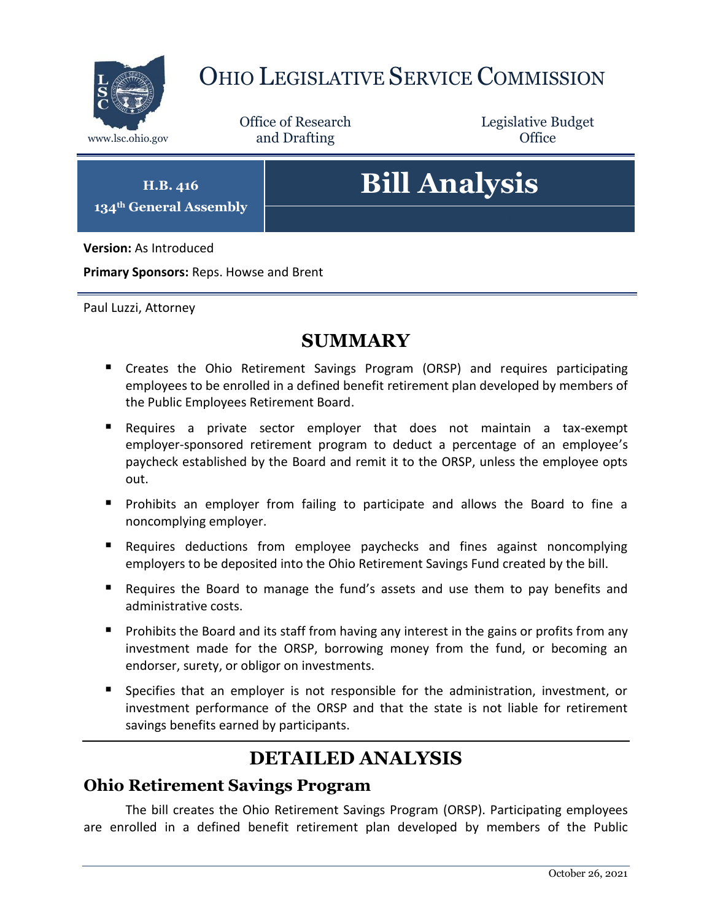# Ohio Legislative Service Commission

www.lsc.ohio.gov

Office of Research and Drafting

Legislative Budget Office

**H.B. 416**
**134th General Assembly**

# Bill Analysis

**Version:** As Introduced

**Primary Sponsors:** Reps. Howse and Brent

Paul Luzzi, Attorney

## SUMMARY

- Creates the Ohio Retirement Savings Program (ORSP) and requires participating employees to be enrolled in a defined benefit retirement plan developed by members of the Public Employees Retirement Board.
- Requires a private sector employer that does not maintain a tax-exempt employer-sponsored retirement program to deduct a percentage of an employee's paycheck established by the Board and remit it to the ORSP, unless the employee opts out.
- Prohibits an employer from failing to participate and allows the Board to fine a noncomplying employer.
- Requires deductions from employee paychecks and fines against noncomplying employers to be deposited into the Ohio Retirement Savings Fund created by the bill.
- Requires the Board to manage the fund's assets and use them to pay benefits and administrative costs.
- Prohibits the Board and its staff from having any interest in the gains or profits from any investment made for the ORSP, borrowing money from the fund, or becoming an endorser, surety, or obligor on investments.
- Specifies that an employer is not responsible for the administration, investment, or investment performance of the ORSP and that the state is not liable for retirement savings benefits earned by participants.

## DETAILED ANALYSIS

### Ohio Retirement Savings Program

The bill creates the Ohio Retirement Savings Program (ORSP). Participating employees are enrolled in a defined benefit retirement plan developed by members of the Public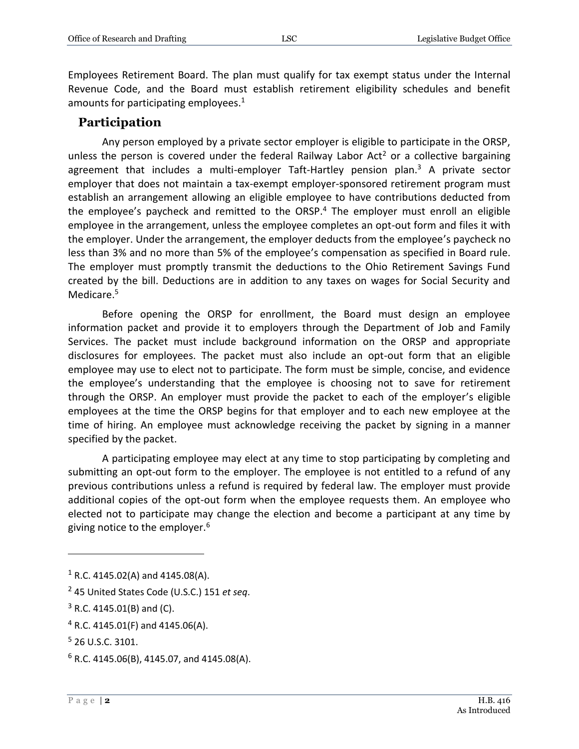Employees Retirement Board. The plan must qualify for tax exempt status under the Internal Revenue Code, and the Board must establish retirement eligibility schedules and benefit amounts for participating employees.[1]

## Participation

Any person employed by a private sector employer is eligible to participate in the ORSP, unless the person is covered under the federal Railway Labor Act[2] or a collective bargaining agreement that includes a multi-employer Taft-Hartley pension plan.[3] A private sector employer that does not maintain a tax-exempt employer-sponsored retirement program must establish an arrangement allowing an eligible employee to have contributions deducted from the employee's paycheck and remitted to the ORSP.[4] The employer must enroll an eligible employee in the arrangement, unless the employee completes an opt-out form and files it with the employer. Under the arrangement, the employer deducts from the employee's paycheck no less than 3% and no more than 5% of the employee's compensation as specified in Board rule. The employer must promptly transmit the deductions to the Ohio Retirement Savings Fund created by the bill. Deductions are in addition to any taxes on wages for Social Security and Medicare.[5]

Before opening the ORSP for enrollment, the Board must design an employee information packet and provide it to employers through the Department of Job and Family Services. The packet must include background information on the ORSP and appropriate disclosures for employees. The packet must also include an opt-out form that an eligible employee may use to elect not to participate. The form must be simple, concise, and evidence the employee's understanding that the employee is choosing not to save for retirement through the ORSP. An employer must provide the packet to each of the employer's eligible employees at the time the ORSP begins for that employer and to each new employee at the time of hiring. An employee must acknowledge receiving the packet by signing in a manner specified by the packet.

A participating employee may elect at any time to stop participating by completing and submitting an opt-out form to the employer. The employee is not entitled to a refund of any previous contributions unless a refund is required by federal law. The employer must provide additional copies of the opt-out form when the employee requests them. An employee who elected not to participate may change the election and become a participant at any time by giving notice to the employer.[6]

---

[1] R.C. 4145.02(A) and 4145.08(A).

[2] 45 United States Code (U.S.C.) 151 *et seq*.

[3] R.C. 4145.01(B) and (C).

[4] R.C. 4145.01(F) and 4145.06(A).

[5] 26 U.S.C. 3101.

[6] R.C. 4145.06(B), 4145.07, and 4145.08(A).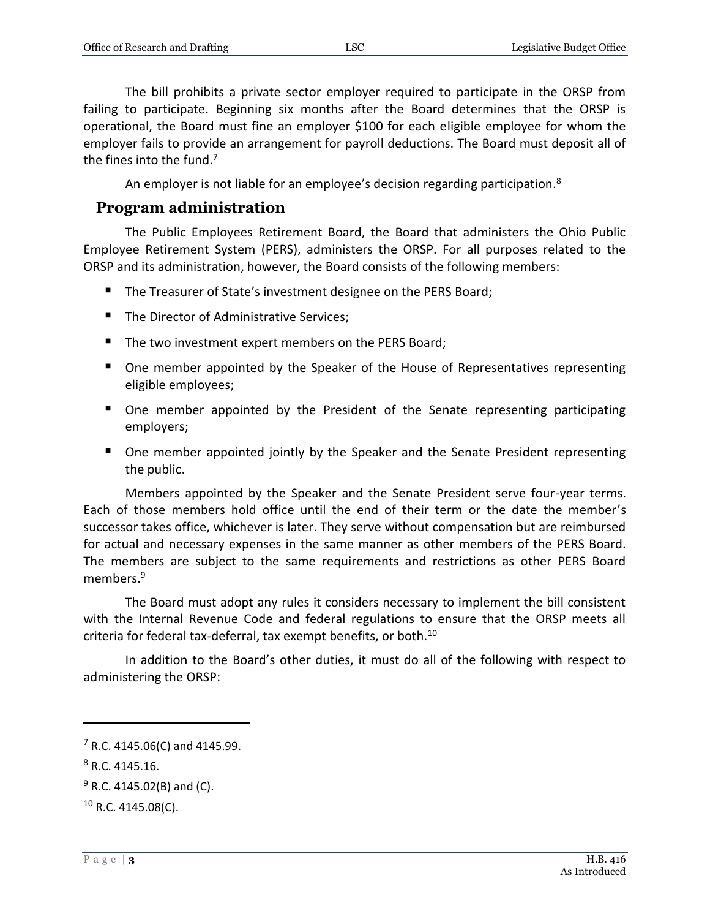The bill prohibits a private sector employer required to participate in the ORSP from failing to participate. Beginning six months after the Board determines that the ORSP is operational, the Board must fine an employer $100 for each eligible employee for whom the employer fails to provide an arrangement for payroll deductions. The Board must deposit all of the fines into the fund.[7]

An employer is not liable for an employee's decision regarding participation.[8]

## Program administration

The Public Employees Retirement Board, the Board that administers the Ohio Public Employee Retirement System (PERS), administers the ORSP. For all purposes related to the ORSP and its administration, however, the Board consists of the following members:

- The Treasurer of State's investment designee on the PERS Board;
- The Director of Administrative Services;
- The two investment expert members on the PERS Board;
- One member appointed by the Speaker of the House of Representatives representing eligible employees;
- One member appointed by the President of the Senate representing participating employers;
- One member appointed jointly by the Speaker and the Senate President representing the public.

Members appointed by the Speaker and the Senate President serve four-year terms. Each of those members hold office until the end of their term or the date the member's successor takes office, whichever is later. They serve without compensation but are reimbursed for actual and necessary expenses in the same manner as other members of the PERS Board. The members are subject to the same requirements and restrictions as other PERS Board members.[9]

The Board must adopt any rules it considers necessary to implement the bill consistent with the Internal Revenue Code and federal regulations to ensure that the ORSP meets all criteria for federal tax-deferral, tax exempt benefits, or both.[10]

In addition to the Board's other duties, it must do all of the following with respect to administering the ORSP:

---

[7] R.C. 4145.06(C) and 4145.99.

[8] R.C. 4145.16.

[9] R.C. 4145.02(B) and (C).

[10] R.C. 4145.08(C).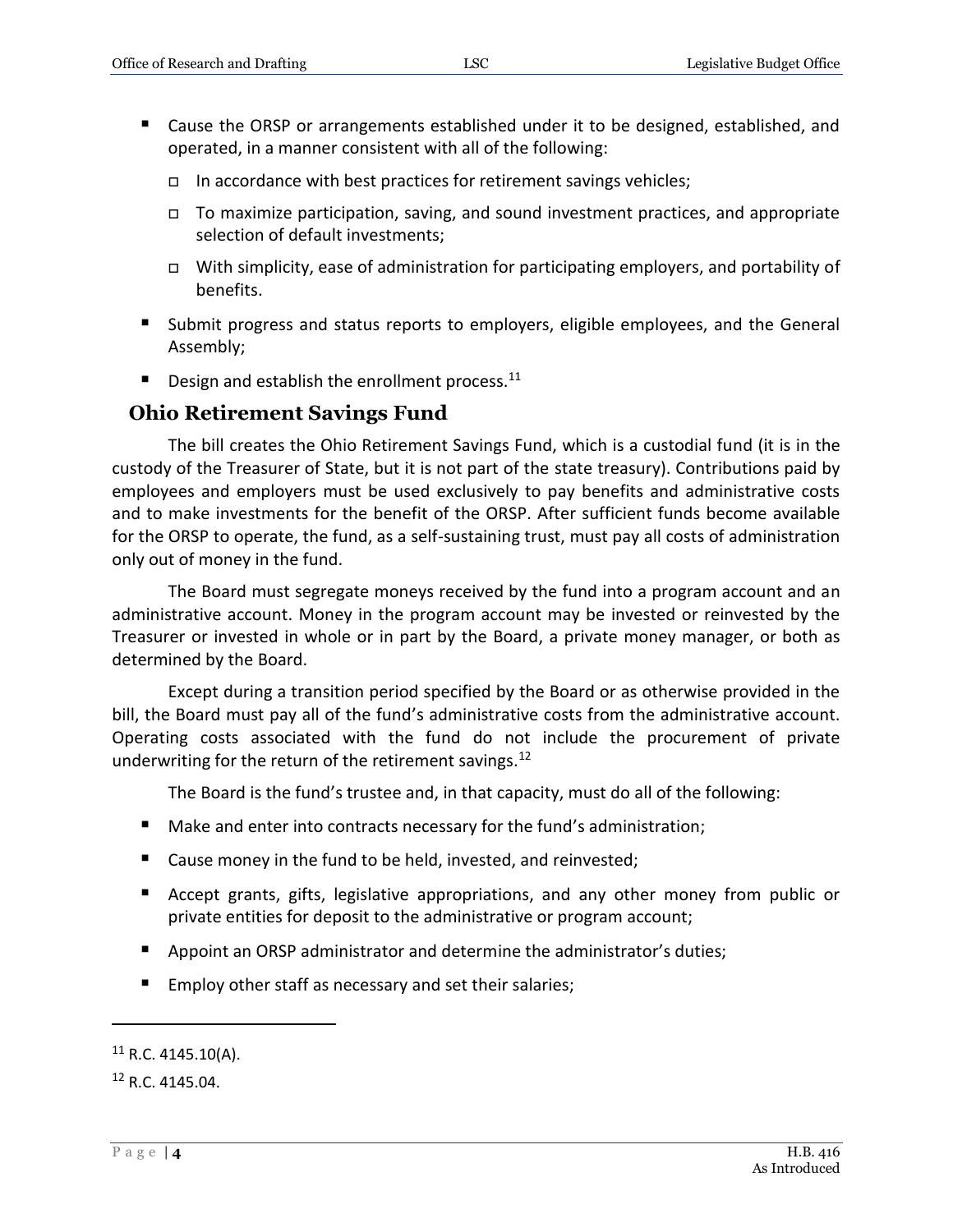- Cause the ORSP or arrangements established under it to be designed, established, and operated, in a manner consistent with all of the following:
  - In accordance with best practices for retirement savings vehicles;
  - To maximize participation, saving, and sound investment practices, and appropriate selection of default investments;
  - With simplicity, ease of administration for participating employers, and portability of benefits.
- Submit progress and status reports to employers, eligible employees, and the General Assembly;
- Design and establish the enrollment process.[11]

## Ohio Retirement Savings Fund

The bill creates the Ohio Retirement Savings Fund, which is a custodial fund (it is in the custody of the Treasurer of State, but it is not part of the state treasury). Contributions paid by employees and employers must be used exclusively to pay benefits and administrative costs and to make investments for the benefit of the ORSP. After sufficient funds become available for the ORSP to operate, the fund, as a self-sustaining trust, must pay all costs of administration only out of money in the fund.

The Board must segregate moneys received by the fund into a program account and an administrative account. Money in the program account may be invested or reinvested by the Treasurer or invested in whole or in part by the Board, a private money manager, or both as determined by the Board.

Except during a transition period specified by the Board or as otherwise provided in the bill, the Board must pay all of the fund's administrative costs from the administrative account. Operating costs associated with the fund do not include the procurement of private underwriting for the return of the retirement savings.[12]

The Board is the fund's trustee and, in that capacity, must do all of the following:

- Make and enter into contracts necessary for the fund's administration;
- Cause money in the fund to be held, invested, and reinvested;
- Accept grants, gifts, legislative appropriations, and any other money from public or private entities for deposit to the administrative or program account;
- Appoint an ORSP administrator and determine the administrator's duties;
- Employ other staff as necessary and set their salaries;

---

[11] R.C. 4145.10(A).

[12] R.C. 4145.04.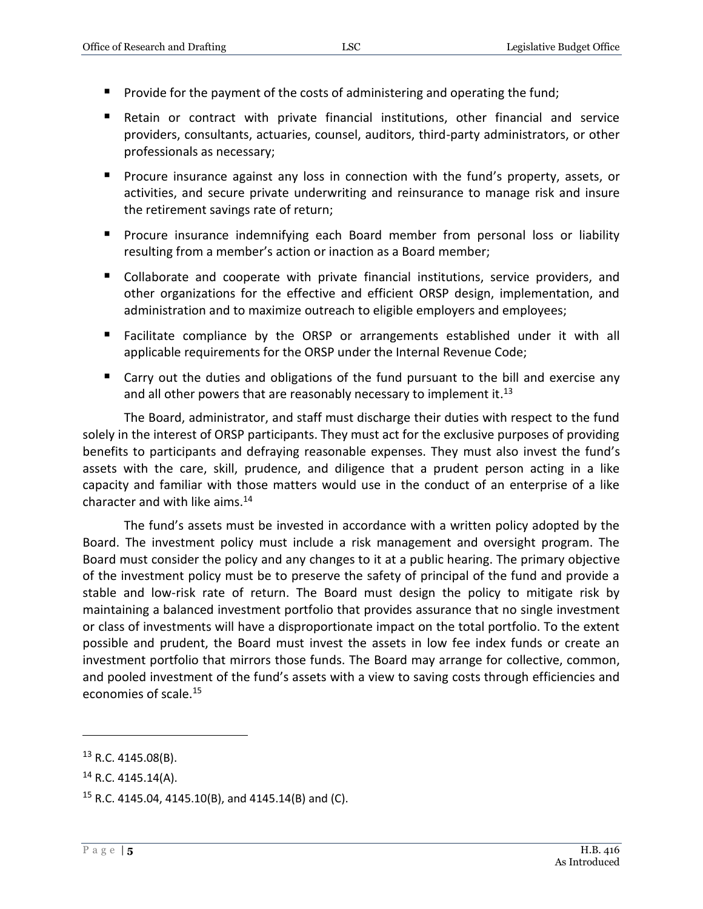- Provide for the payment of the costs of administering and operating the fund;
- Retain or contract with private financial institutions, other financial and service providers, consultants, actuaries, counsel, auditors, third-party administrators, or other professionals as necessary;
- Procure insurance against any loss in connection with the fund's property, assets, or activities, and secure private underwriting and reinsurance to manage risk and insure the retirement savings rate of return;
- Procure insurance indemnifying each Board member from personal loss or liability resulting from a member's action or inaction as a Board member;
- Collaborate and cooperate with private financial institutions, service providers, and other organizations for the effective and efficient ORSP design, implementation, and administration and to maximize outreach to eligible employers and employees;
- Facilitate compliance by the ORSP or arrangements established under it with all applicable requirements for the ORSP under the Internal Revenue Code;
- Carry out the duties and obligations of the fund pursuant to the bill and exercise any and all other powers that are reasonably necessary to implement it.[13]

The Board, administrator, and staff must discharge their duties with respect to the fund solely in the interest of ORSP participants. They must act for the exclusive purposes of providing benefits to participants and defraying reasonable expenses. They must also invest the fund's assets with the care, skill, prudence, and diligence that a prudent person acting in a like capacity and familiar with those matters would use in the conduct of an enterprise of a like character and with like aims.[14]

The fund's assets must be invested in accordance with a written policy adopted by the Board. The investment policy must include a risk management and oversight program. The Board must consider the policy and any changes to it at a public hearing. The primary objective of the investment policy must be to preserve the safety of principal of the fund and provide a stable and low-risk rate of return. The Board must design the policy to mitigate risk by maintaining a balanced investment portfolio that provides assurance that no single investment or class of investments will have a disproportionate impact on the total portfolio. To the extent possible and prudent, the Board must invest the assets in low fee index funds or create an investment portfolio that mirrors those funds. The Board may arrange for collective, common, and pooled investment of the fund's assets with a view to saving costs through efficiencies and economies of scale.[15]

---

[13] R.C. 4145.08(B).

[14] R.C. 4145.14(A).

[15] R.C. 4145.04, 4145.10(B), and 4145.14(B) and (C).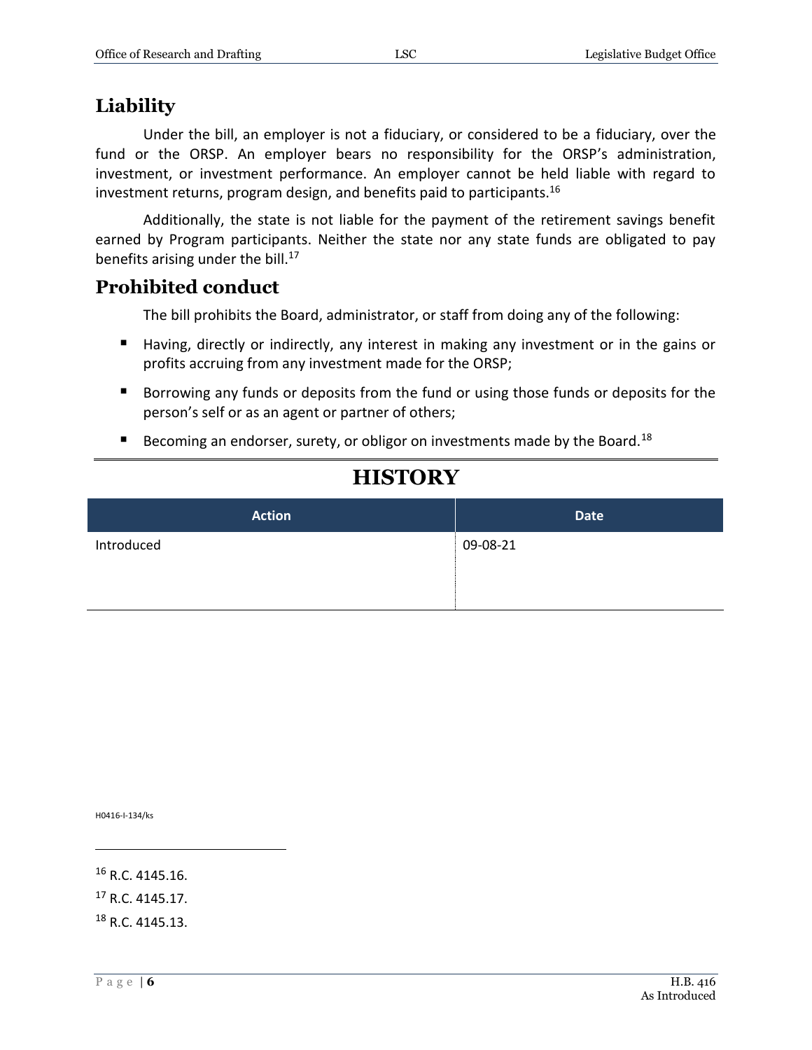## Liability

Under the bill, an employer is not a fiduciary, or considered to be a fiduciary, over the fund or the ORSP. An employer bears no responsibility for the ORSP's administration, investment, or investment performance. An employer cannot be held liable with regard to investment returns, program design, and benefits paid to participants.[16]

Additionally, the state is not liable for the payment of the retirement savings benefit earned by Program participants. Neither the state nor any state funds are obligated to pay benefits arising under the bill.[17]

## Prohibited conduct

The bill prohibits the Board, administrator, or staff from doing any of the following:

- Having, directly or indirectly, any interest in making any investment or in the gains or profits accruing from any investment made for the ORSP;
- Borrowing any funds or deposits from the fund or using those funds or deposits for the person's self or as an agent or partner of others;
- Becoming an endorser, surety, or obligor on investments made by the Board.[18]

# HISTORY

| Action | Date |
| --- | --- |
| Introduced | 09-08-21 |

H0416-I-134/ks

[16] R.C. 4145.16.

[17] R.C. 4145.17.

[18] R.C. 4145.13.